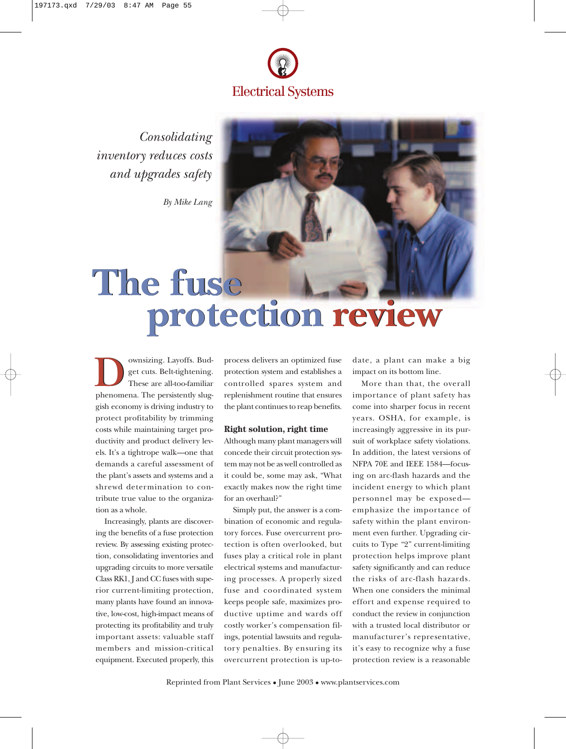Electrical Systems

*Consolidating inventory reduces costs and upgrades safety*

*By Mike Lang*

# The fuse protection review

Downsizing. Layoffs. Budget cuts. Belt-tightening. These are all-too-familiar phenomena. The persistently sluggish economy is driving industry to protect profitability by trimming costs while maintaining target productivity and product delivery levels. It's a tightrope walk—one that demands a careful assessment of the plant's assets and systems and a shrewd determination to contribute true value to the organization as a whole.

Increasingly, plants are discovering the benefits of a fuse protection review. By assessing existing protection, consolidating inventories and upgrading circuits to more versatile Class RK1, J and CC fuses with superior current-limiting protection, many plants have found an innovative, low-cost, high-impact means of protecting its profitability and truly important assets: valuable staff members and mission-critical equipment. Executed properly, this process delivers an optimized fuse protection system and establishes a controlled spares system and replenishment routine that ensures the plant continues to reap benefits.

### Right solution, right time

Although many plant managers will concede their circuit protection system may not be as well controlled as it could be, some may ask, "What exactly makes now the right time for an overhaul?"

Simply put, the answer is a combination of economic and regulatory forces. Fuse overcurrent protection is often overlooked, but fuses play a critical role in plant electrical systems and manufacturing processes. A properly sized fuse and coordinated system keeps people safe, maximizes productive uptime and wards off costly worker's compensation filings, potential lawsuits and regulatory penalties. By ensuring its overcurrent protection is up-to-date, a plant can make a big impact on its bottom line.

More than that, the overall importance of plant safety has come into sharper focus in recent years. OSHA, for example, is increasingly aggressive in its pursuit of workplace safety violations. In addition, the latest versions of NFPA 70E and IEEE 1584—focusing on arc-flash hazards and the incident energy to which plant personnel may be exposed—emphasize the importance of safety within the plant environment even further. Upgrading circuits to Type "2" current-limiting protection helps improve plant safety significantly and can reduce the risks of arc-flash hazards. When one considers the minimal effort and expense required to conduct the review in conjunction with a trusted local distributor or manufacturer's representative, it's easy to recognize why a fuse protection review is a reasonable

Reprinted from Plant Services • June 2003 • www.plantservices.com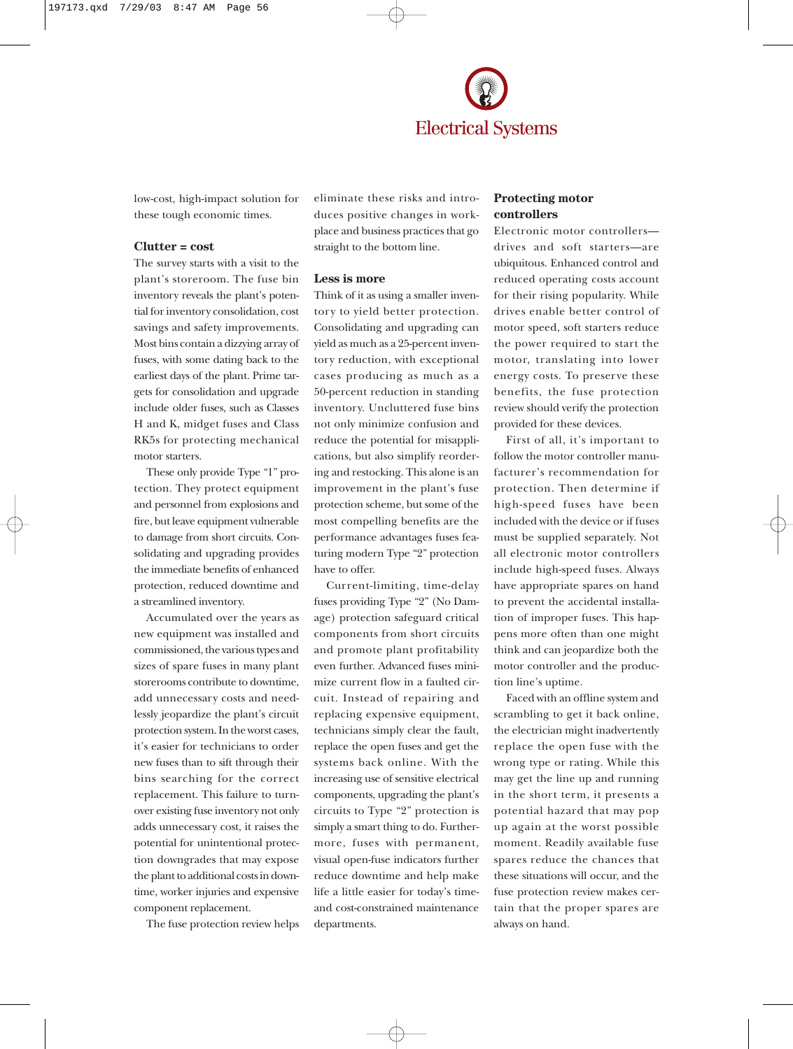low-cost, high-impact solution for these tough economic times.

### Clutter = cost

The survey starts with a visit to the plant's storeroom. The fuse bin inventory reveals the plant's potential for inventory consolidation, cost savings and safety improvements. Most bins contain a dizzying array of fuses, with some dating back to the earliest days of the plant. Prime targets for consolidation and upgrade include older fuses, such as Classes H and K, midget fuses and Class RK5s for protecting mechanical motor starters.

These only provide Type "1" protection. They protect equipment and personnel from explosions and fire, but leave equipment vulnerable to damage from short circuits. Consolidating and upgrading provides the immediate benefits of enhanced protection, reduced downtime and a streamlined inventory.

Accumulated over the years as new equipment was installed and commissioned, the various types and sizes of spare fuses in many plant storerooms contribute to downtime, add unnecessary costs and needlessly jeopardize the plant's circuit protection system. In the worst cases, it's easier for technicians to order new fuses than to sift through their bins searching for the correct replacement. This failure to turnover existing fuse inventory not only adds unnecessary cost, it raises the potential for unintentional protection downgrades that may expose the plant to additional costs in downtime, worker injuries and expensive component replacement.

The fuse protection review helps eliminate these risks and introduces positive changes in workplace and business practices that go straight to the bottom line.

### Less is more

Think of it as using a smaller inventory to yield better protection. Consolidating and upgrading can yield as much as a 25-percent inventory reduction, with exceptional cases producing as much as a 50-percent reduction in standing inventory. Uncluttered fuse bins not only minimize confusion and reduce the potential for misapplications, but also simplify reordering and restocking. This alone is an improvement in the plant's fuse protection scheme, but some of the most compelling benefits are the performance advantages fuses featuring modern Type "2" protection have to offer.

Current-limiting, time-delay fuses providing Type "2" (No Damage) protection safeguard critical components from short circuits and promote plant profitability even further. Advanced fuses minimize current flow in a faulted circuit. Instead of repairing and replacing expensive equipment, technicians simply clear the fault, replace the open fuses and get the systems back online. With the increasing use of sensitive electrical components, upgrading the plant's circuits to Type "2" protection is simply a smart thing to do. Furthermore, fuses with permanent, visual open-fuse indicators further reduce downtime and help make life a little easier for today's time- and cost-constrained maintenance departments.

### Protecting motor controllers

Electronic motor controllers—drives and soft starters—are ubiquitous. Enhanced control and reduced operating costs account for their rising popularity. While drives enable better control of motor speed, soft starters reduce the power required to start the motor, translating into lower energy costs. To preserve these benefits, the fuse protection review should verify the protection provided for these devices.

First of all, it's important to follow the motor controller manufacturer's recommendation for protection. Then determine if high-speed fuses have been included with the device or if fuses must be supplied separately. Not all electronic motor controllers include high-speed fuses. Always have appropriate spares on hand to prevent the accidental installation of improper fuses. This happens more often than one might think and can jeopardize both the motor controller and the production line's uptime.

Faced with an offline system and scrambling to get it back online, the electrician might inadvertently replace the open fuse with the wrong type or rating. While this may get the line up and running in the short term, it presents a potential hazard that may pop up again at the worst possible moment. Readily available fuse spares reduce the chances that these situations will occur, and the fuse protection review makes certain that the proper spares are always on hand.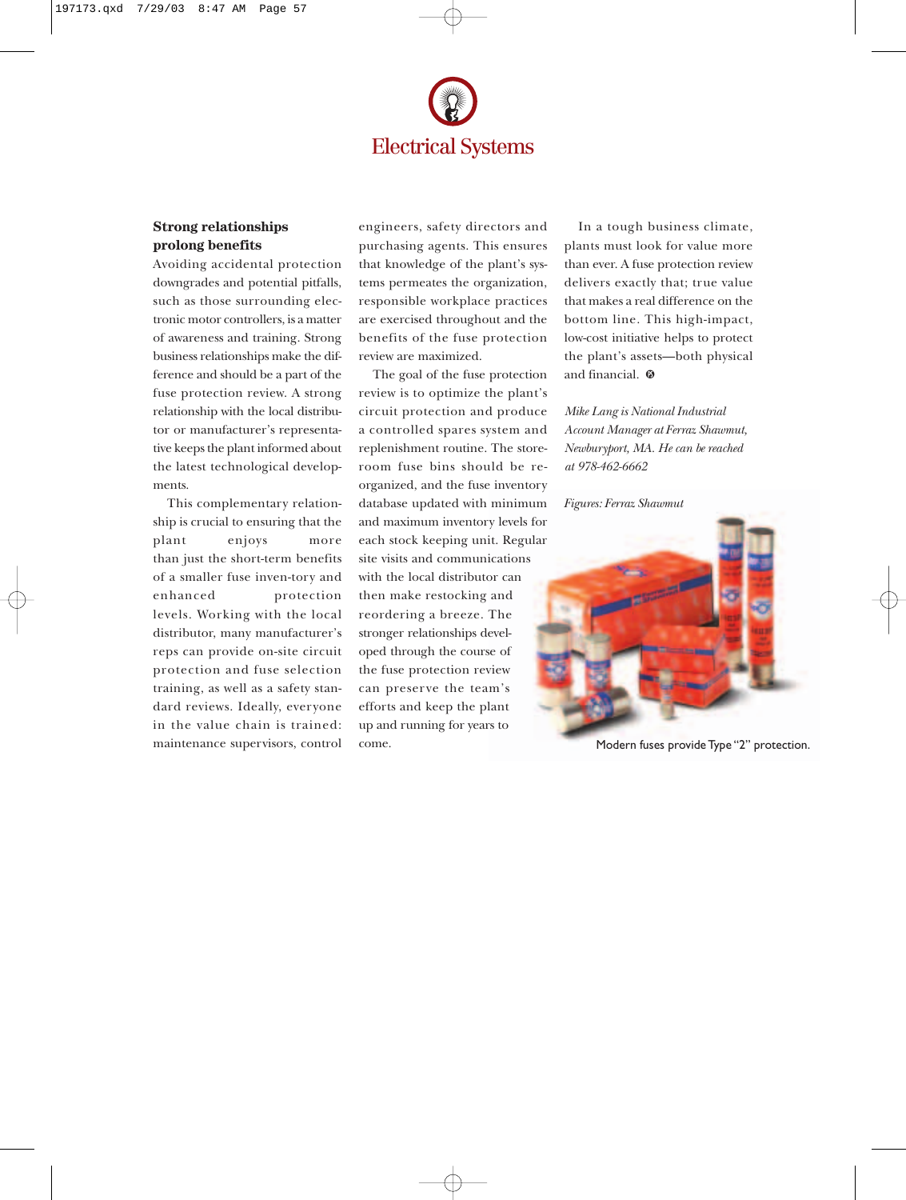# Electrical Systems

## Strong relationships prolong benefits

Avoiding accidental protection downgrades and potential pitfalls, such as those surrounding electronic motor controllers, is a matter of awareness and training. Strong business relationships make the difference and should be a part of the fuse protection review. A strong relationship with the local distributor or manufacturer's representative keeps the plant informed about the latest technological developments.

This complementary relationship is crucial to ensuring that the plant enjoys more than just the short-term benefits of a smaller fuse inven-tory and enhanced protection levels. Working with the local distributor, many manufacturer's reps can provide on-site circuit protection and fuse selection training, as well as a safety standard reviews. Ideally, everyone in the value chain is trained: maintenance supervisors, control engineers, safety directors and purchasing agents. This ensures that knowledge of the plant's systems permeates the organization, responsible workplace practices are exercised throughout and the benefits of the fuse protection review are maximized.

The goal of the fuse protection review is to optimize the plant's circuit protection and produce a controlled spares system and replenishment routine. The storeroom fuse bins should be reorganized, and the fuse inventory database updated with minimum and maximum inventory levels for each stock keeping unit. Regular site visits and communications with the local distributor can then make restocking and reordering a breeze. The stronger relationships developed through the course of the fuse protection review can preserve the team's efforts and keep the plant up and running for years to come.

In a tough business climate, plants must look for value more than ever. A fuse protection review delivers exactly that; true value that makes a real difference on the bottom line. This high-impact, low-cost initiative helps to protect the plant's assets—both physical and financial.

*Mike Lang is National Industrial Account Manager at Ferraz Shawmut, Newburyport, MA. He can be reached at 978-462-6662*

*Figures: Ferraz Shawmut*

Modern fuses provide Type "2" protection.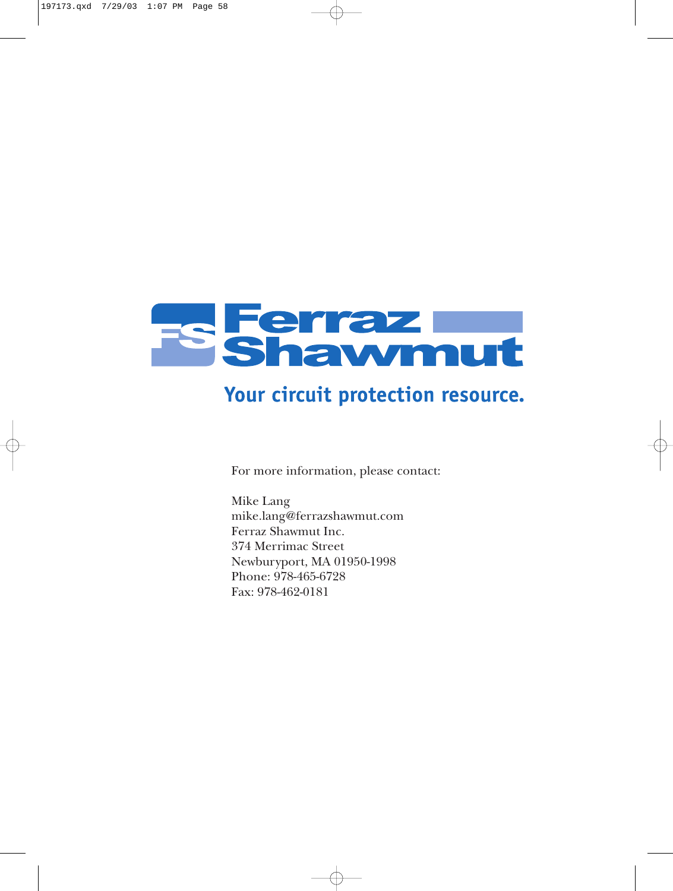Ferraz Shawmut

Your circuit protection resource.

For more information, please contact:

Mike Lang
mike.lang@ferrazshawmut.com
Ferraz Shawmut Inc.
374 Merrimac Street
Newburyport, MA 01950-1998
Phone: 978-465-6728
Fax: 978-462-0181